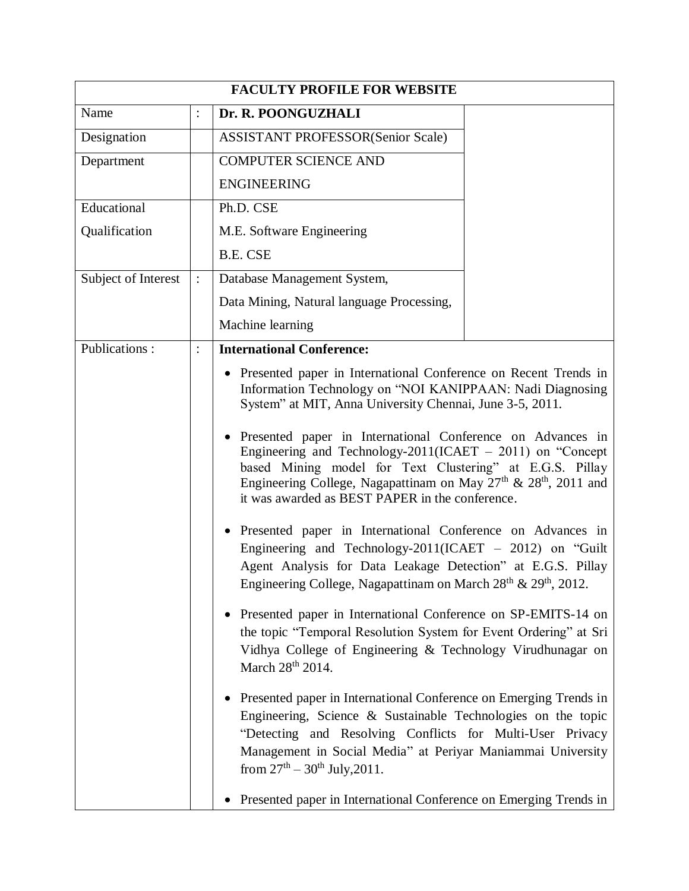| FACULTY PROFILE FOR WEBSITE | | |
|---|---|---|
| Name | : | **Dr. R. POONGUZHALI** |
| Designation | | ASSISTANT PROFESSOR(Senior Scale) |
| Department | | COMPUTER SCIENCE AND ENGINEERING |
| Educational Qualification | | Ph.D. CSE<br>M.E. Software Engineering<br>B.E. CSE |
| Subject of Interest | : | Database Management System,<br>Data Mining, Natural language Processing,<br>Machine learning |
| Publications : | : | **International Conference:** |

**International Conference:**

- Presented paper in International Conference on Recent Trends in Information Technology on "NOI KANIPPAAN: Nadi Diagnosing System" at MIT, Anna University Chennai, June 3-5, 2011.
- Presented paper in International Conference on Advances in Engineering and Technology-2011(ICAET – 2011) on "Concept based Mining model for Text Clustering" at E.G.S. Pillay Engineering College, Nagapattinam on May 27th & 28th, 2011 and it was awarded as BEST PAPER in the conference.
- Presented paper in International Conference on Advances in Engineering and Technology-2011(ICAET – 2012) on "Guilt Agent Analysis for Data Leakage Detection" at E.G.S. Pillay Engineering College, Nagapattinam on March 28th & 29th, 2012.
- Presented paper in International Conference on SP-EMITS-14 on the topic "Temporal Resolution System for Event Ordering" at Sri Vidhya College of Engineering & Technology Virudhunagar on March 28th 2014.
- Presented paper in International Conference on Emerging Trends in Engineering, Science & Sustainable Technologies on the topic "Detecting and Resolving Conflicts for Multi-User Privacy Management in Social Media" at Periyar Maniammai University from 27th – 30th July,2011.
- Presented paper in International Conference on Emerging Trends in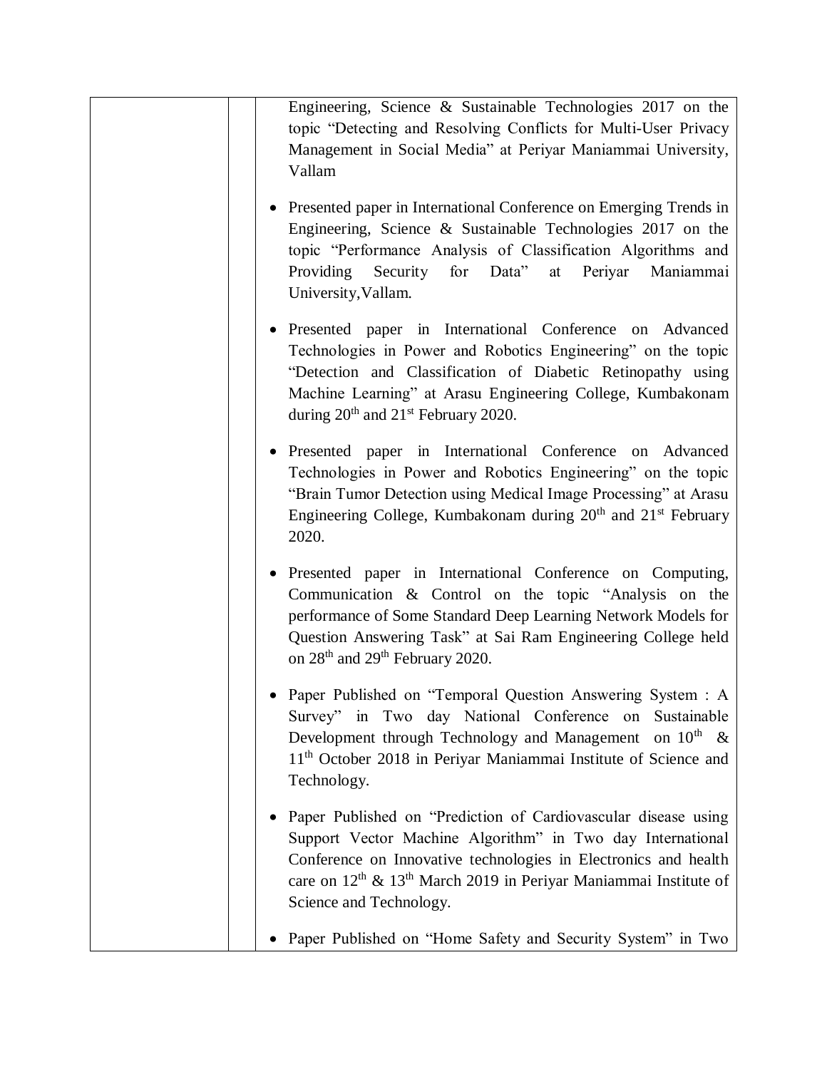| | | Engineering, Science & Sustainable Technologies 2017 on the topic "Detecting and Resolving Conflicts for Multi-User Privacy Management in Social Media" at Periyar Maniammai University, Vallam<br><br>• Presented paper in International Conference on Emerging Trends in Engineering, Science & Sustainable Technologies 2017 on the topic "Performance Analysis of Classification Algorithms and Providing Security for Data" at Periyar Maniammai University,Vallam.<br><br>• Presented paper in International Conference on Advanced Technologies in Power and Robotics Engineering" on the topic "Detection and Classification of Diabetic Retinopathy using Machine Learning" at Arasu Engineering College, Kumbakonam during 20th and 21st February 2020.<br><br>• Presented paper in International Conference on Advanced Technologies in Power and Robotics Engineering" on the topic "Brain Tumor Detection using Medical Image Processing" at Arasu Engineering College, Kumbakonam during 20th and 21st February 2020.<br><br>• Presented paper in International Conference on Computing, Communication & Control on the topic "Analysis on the performance of Some Standard Deep Learning Network Models for Question Answering Task" at Sai Ram Engineering College held on 28th and 29th February 2020.<br><br>• Paper Published on "Temporal Question Answering System : A Survey" in Two day National Conference on Sustainable Development through Technology and Management on 10th & 11th October 2018 in Periyar Maniammai Institute of Science and Technology.<br><br>• Paper Published on "Prediction of Cardiovascular disease using Support Vector Machine Algorithm" in Two day International Conference on Innovative technologies in Electronics and health care on 12th & 13th March 2019 in Periyar Maniammai Institute of Science and Technology.<br><br>• Paper Published on "Home Safety and Security System" in Two |
|---|---|---|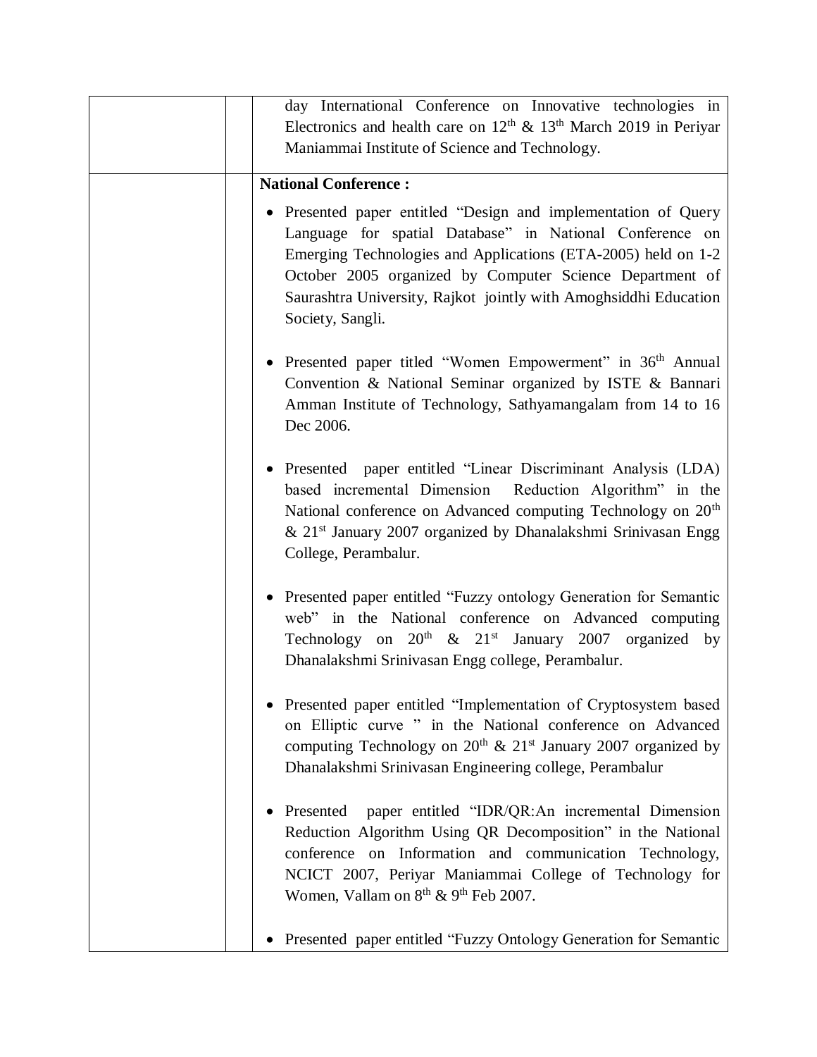| | | day International Conference on Innovative technologies in Electronics and health care on 12th & 13th March 2019 in Periyar Maniammai Institute of Science and Technology. |
|---|---|---|
| | | **National Conference :**<br><br>• Presented paper entitled "Design and implementation of Query Language for spatial Database" in National Conference on Emerging Technologies and Applications (ETA-2005) held on 1-2 October 2005 organized by Computer Science Department of Saurashtra University, Rajkot jointly with Amoghsiddhi Education Society, Sangli.<br><br>• Presented paper titled "Women Empowerment" in 36th Annual Convention & National Seminar organized by ISTE & Bannari Amman Institute of Technology, Sathyamangalam from 14 to 16 Dec 2006.<br><br>• Presented paper entitled "Linear Discriminant Analysis (LDA) based incremental Dimension Reduction Algorithm" in the National conference on Advanced computing Technology on 20th & 21st January 2007 organized by Dhanalakshmi Srinivasan Engg College, Perambalur.<br><br>• Presented paper entitled "Fuzzy ontology Generation for Semantic web" in the National conference on Advanced computing Technology on 20th & 21st January 2007 organized by Dhanalakshmi Srinivasan Engg college, Perambalur.<br><br>• Presented paper entitled "Implementation of Cryptosystem based on Elliptic curve " in the National conference on Advanced computing Technology on 20th & 21st January 2007 organized by Dhanalakshmi Srinivasan Engineering college, Perambalur<br><br>• Presented paper entitled "IDR/QR:An incremental Dimension Reduction Algorithm Using QR Decomposition" in the National conference on Information and communication Technology, NCICT 2007, Periyar Maniammai College of Technology for Women, Vallam on 8th & 9th Feb 2007.<br><br>• Presented paper entitled "Fuzzy Ontology Generation for Semantic |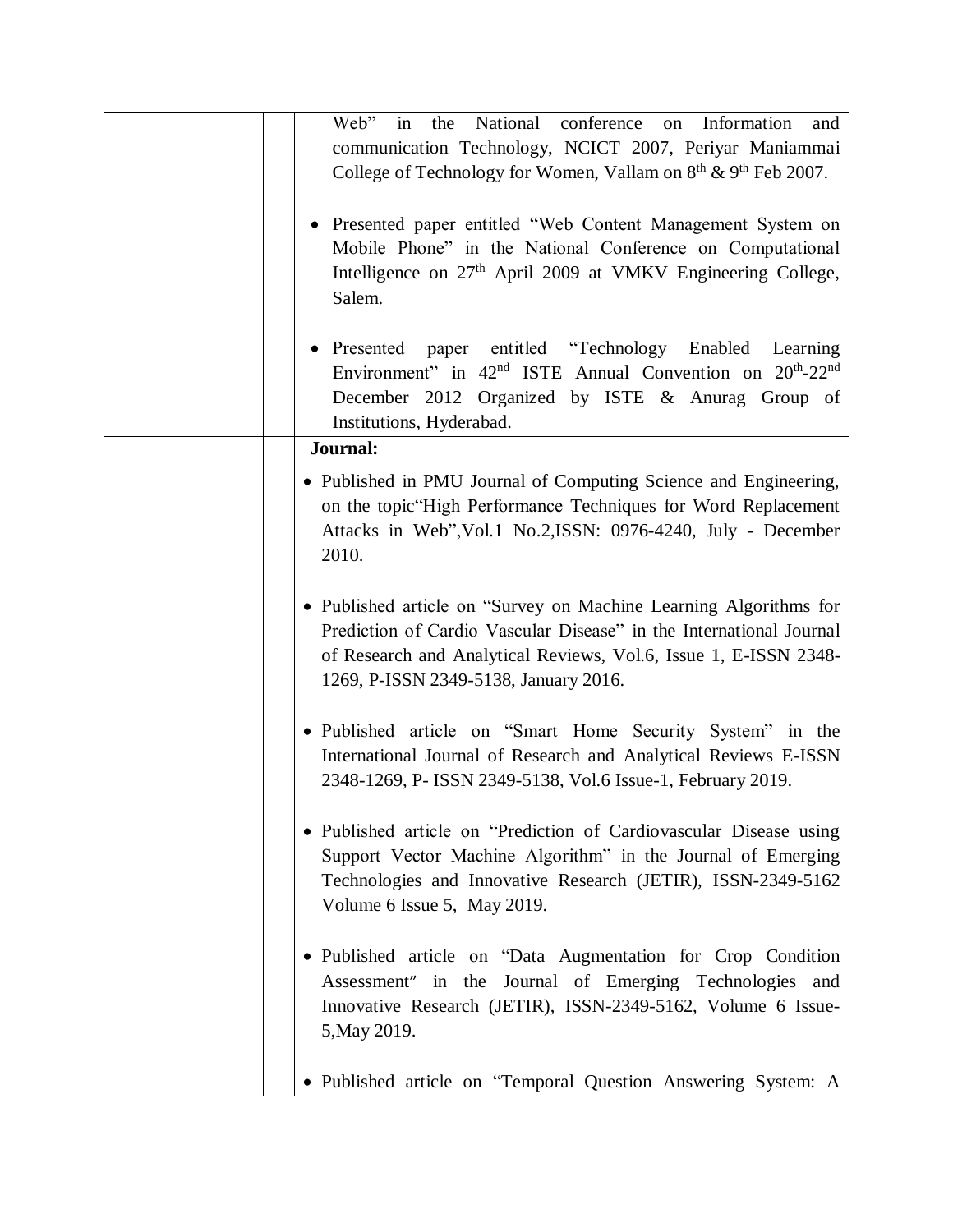| | | Web" in the National conference on Information and communication Technology, NCICT 2007, Periyar Maniammai College of Technology for Women, Vallam on 8th & 9th Feb 2007.<br><br>• Presented paper entitled "Web Content Management System on Mobile Phone" in the National Conference on Computational Intelligence on 27th April 2009 at VMKV Engineering College, Salem.<br><br>• Presented paper entitled "Technology Enabled Learning Environment" in 42nd ISTE Annual Convention on 20th-22nd December 2012 Organized by ISTE & Anurag Group of Institutions, Hyderabad. |
|---|---|---|
| | | **Journal:**<br><br>• Published in PMU Journal of Computing Science and Engineering, on the topic"High Performance Techniques for Word Replacement Attacks in Web",Vol.1 No.2,ISSN: 0976-4240, July - December 2010.<br><br>• Published article on "Survey on Machine Learning Algorithms for Prediction of Cardio Vascular Disease" in the International Journal of Research and Analytical Reviews, Vol.6, Issue 1, E-ISSN 2348-1269, P-ISSN 2349-5138, January 2016.<br><br>• Published article on "Smart Home Security System" in the International Journal of Research and Analytical Reviews E-ISSN 2348-1269, P- ISSN 2349-5138, Vol.6 Issue-1, February 2019.<br><br>• Published article on "Prediction of Cardiovascular Disease using Support Vector Machine Algorithm" in the Journal of Emerging Technologies and Innovative Research (JETIR), ISSN-2349-5162 Volume 6 Issue 5, May 2019.<br><br>• Published article on "Data Augmentation for Crop Condition Assessment" in the Journal of Emerging Technologies and Innovative Research (JETIR), ISSN-2349-5162, Volume 6 Issue-5,May 2019.<br><br>• Published article on "Temporal Question Answering System: A |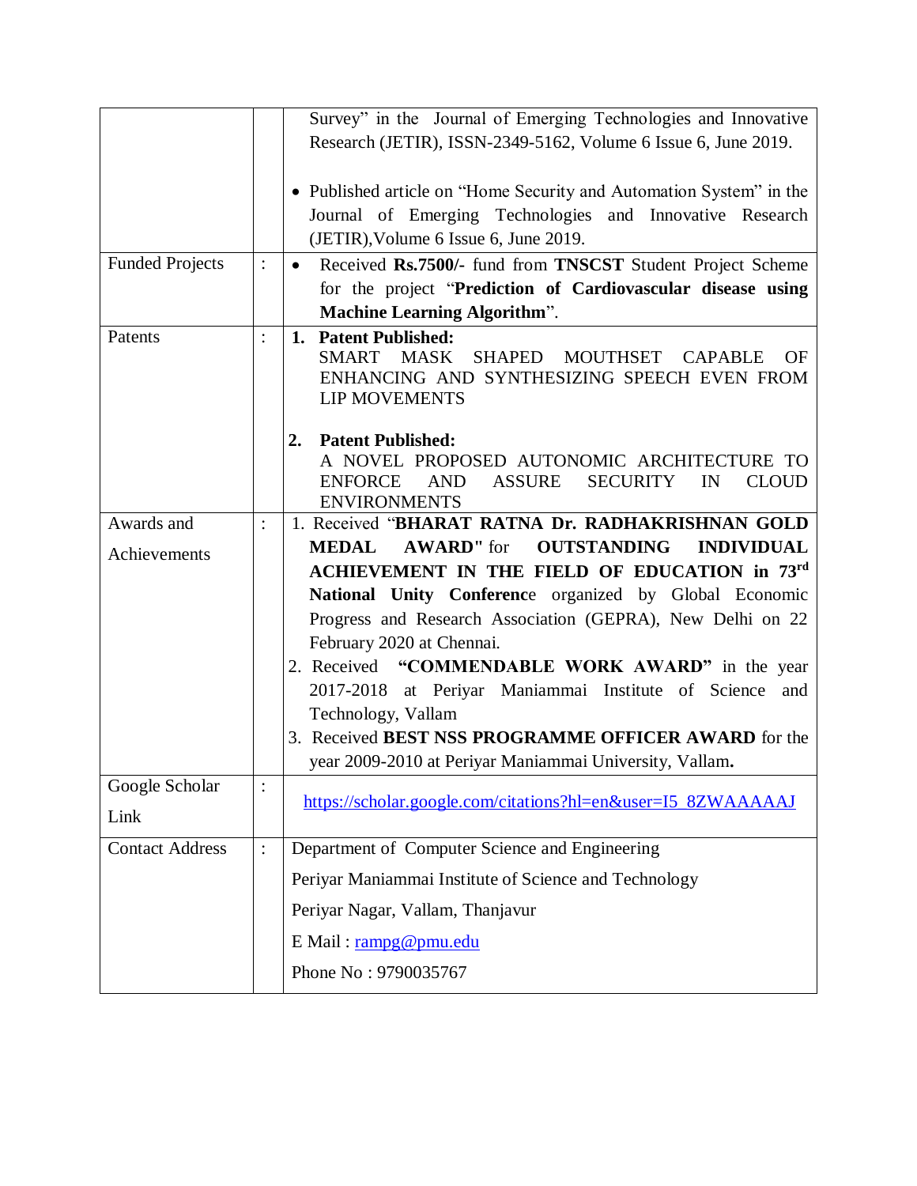| | | |
|---|---|---|
| | | Survey” in the Journal of Emerging Technologies and Innovative Research (JETIR), ISSN-2349-5162, Volume 6 Issue 6, June 2019.<br><br>• Published article on “Home Security and Automation System” in the Journal of Emerging Technologies and Innovative Research (JETIR),Volume 6 Issue 6, June 2019. |
| Funded Projects | : | • Received **Rs.7500/-** fund from **TNSCST** Student Project Scheme for the project “**Prediction of Cardiovascular disease using Machine Learning Algorithm**”. |
| Patents | : | **1. Patent Published:**<br>SMART MASK SHAPED MOUTHSET CAPABLE OF ENHANCING AND SYNTHESIZING SPEECH EVEN FROM LIP MOVEMENTS<br><br>**2. Patent Published:**<br>A NOVEL PROPOSED AUTONOMIC ARCHITECTURE TO ENFORCE AND ASSURE SECURITY IN CLOUD ENVIRONMENTS |
| Awards and Achievements | : | 1. Received “**BHARAT RATNA Dr. RADHAKRISHNAN GOLD MEDAL AWARD"** for **OUTSTANDING INDIVIDUAL ACHIEVEMENT IN THE FIELD OF EDUCATION in 73rd National Unity Conferenc**e organized by Global Economic Progress and Research Association (GEPRA), New Delhi on 22 February 2020 at Chennai.<br>2. Received **“COMMENDABLE WORK AWARD”** in the year 2017-2018 at Periyar Maniammai Institute of Science and Technology, Vallam<br>3. Received **BEST NSS PROGRAMME OFFICER AWARD** for the year 2009-2010 at Periyar Maniammai University, Vallam**.** |
| Google Scholar Link | : | https://scholar.google.com/citations?hl=en&user=I5_8ZWAAAAAJ |
| Contact Address | : | Department of Computer Science and Engineering<br>Periyar Maniammai Institute of Science and Technology<br>Periyar Nagar, Vallam, Thanjavur<br>E Mail : rampg@pmu.edu<br>Phone No : 9790035767 |